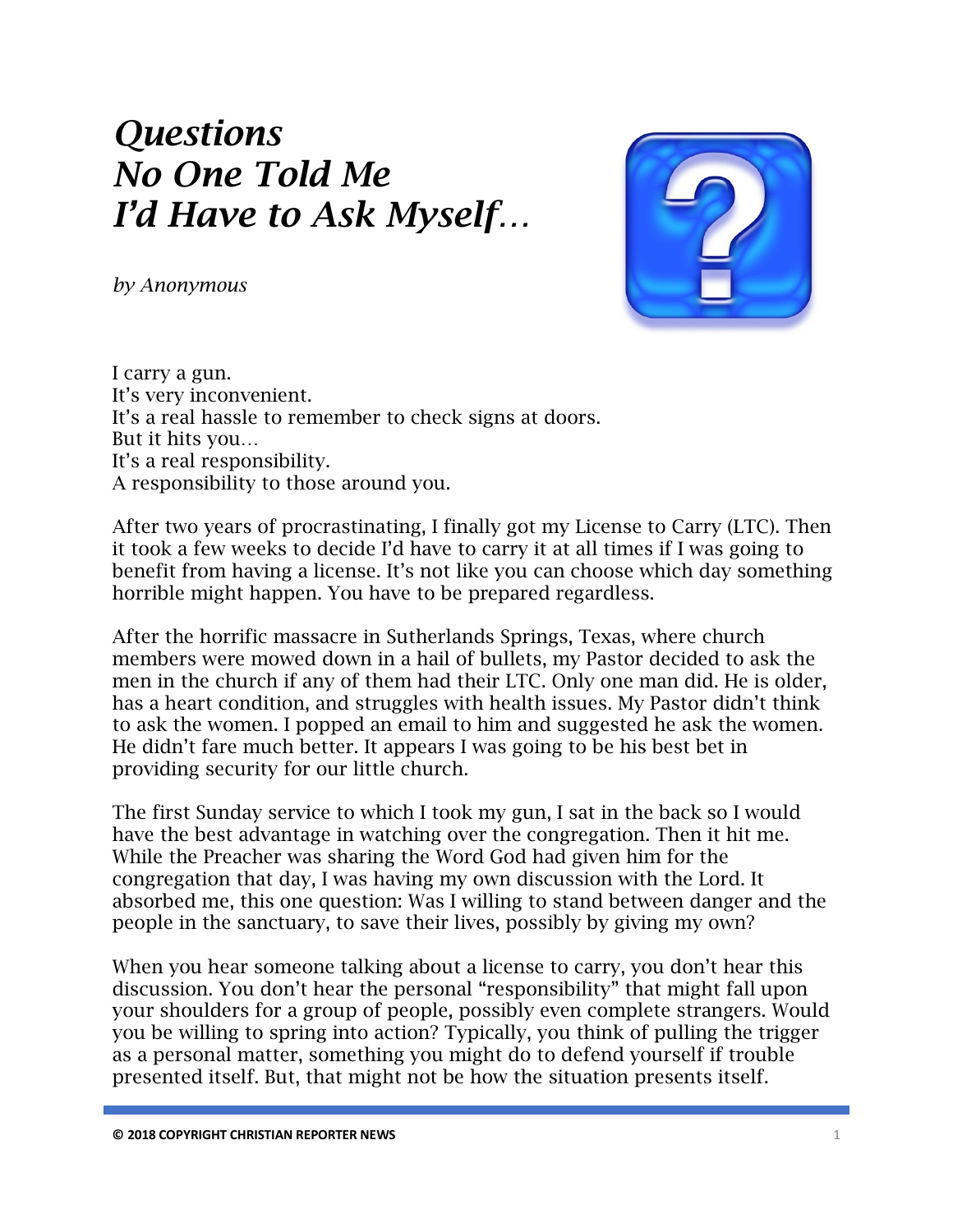# *Questions No One Told Me I'd Have to Ask Myself…*

*by Anonymous*

I carry a gun.
It's very inconvenient.
It's a real hassle to remember to check signs at doors.
But it hits you…
It's a real responsibility.
A responsibility to those around you.

After two years of procrastinating, I finally got my License to Carry (LTC). Then it took a few weeks to decide I'd have to carry it at all times if I was going to benefit from having a license. It's not like you can choose which day something horrible might happen. You have to be prepared regardless.

After the horrific massacre in Sutherlands Springs, Texas, where church members were mowed down in a hail of bullets, my Pastor decided to ask the men in the church if any of them had their LTC. Only one man did. He is older, has a heart condition, and struggles with health issues. My Pastor didn't think to ask the women. I popped an email to him and suggested he ask the women. He didn't fare much better. It appears I was going to be his best bet in providing security for our little church.

The first Sunday service to which I took my gun, I sat in the back so I would have the best advantage in watching over the congregation. Then it hit me. While the Preacher was sharing the Word God had given him for the congregation that day, I was having my own discussion with the Lord. It absorbed me, this one question: Was I willing to stand between danger and the people in the sanctuary, to save their lives, possibly by giving my own?

When you hear someone talking about a license to carry, you don't hear this discussion. You don't hear the personal "responsibility" that might fall upon your shoulders for a group of people, possibly even complete strangers. Would you be willing to spring into action? Typically, you think of pulling the trigger as a personal matter, something you might do to defend yourself if trouble presented itself. But, that might not be how the situation presents itself.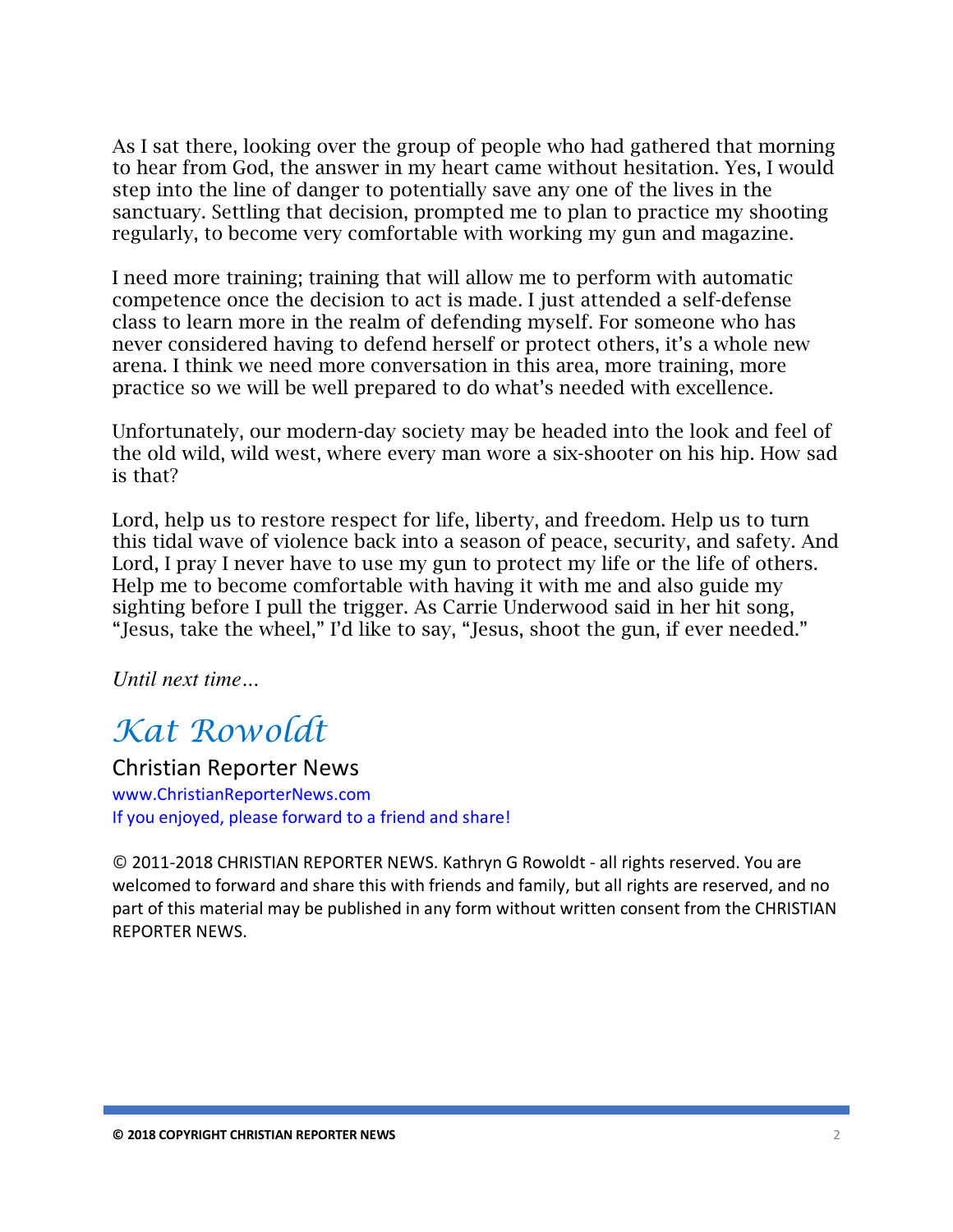As I sat there, looking over the group of people who had gathered that morning to hear from God, the answer in my heart came without hesitation. Yes, I would step into the line of danger to potentially save any one of the lives in the sanctuary. Settling that decision, prompted me to plan to practice my shooting regularly, to become very comfortable with working my gun and magazine.

I need more training; training that will allow me to perform with automatic competence once the decision to act is made. I just attended a self-defense class to learn more in the realm of defending myself. For someone who has never considered having to defend herself or protect others, it's a whole new arena. I think we need more conversation in this area, more training, more practice so we will be well prepared to do what's needed with excellence.

Unfortunately, our modern-day society may be headed into the look and feel of the old wild, wild west, where every man wore a six-shooter on his hip. How sad is that?

Lord, help us to restore respect for life, liberty, and freedom. Help us to turn this tidal wave of violence back into a season of peace, security, and safety. And Lord, I pray I never have to use my gun to protect my life or the life of others. Help me to become comfortable with having it with me and also guide my sighting before I pull the trigger. As Carrie Underwood said in her hit song, "Jesus, take the wheel," I'd like to say, "Jesus, shoot the gun, if ever needed."

*Until next time…*

*Kat Rowoldt*

Christian Reporter News
www.ChristianReporterNews.com
If you enjoyed, please forward to a friend and share!

© 2011-2018 CHRISTIAN REPORTER NEWS. Kathryn G Rowoldt - all rights reserved. You are welcomed to forward and share this with friends and family, but all rights are reserved, and no part of this material may be published in any form without written consent from the CHRISTIAN REPORTER NEWS.